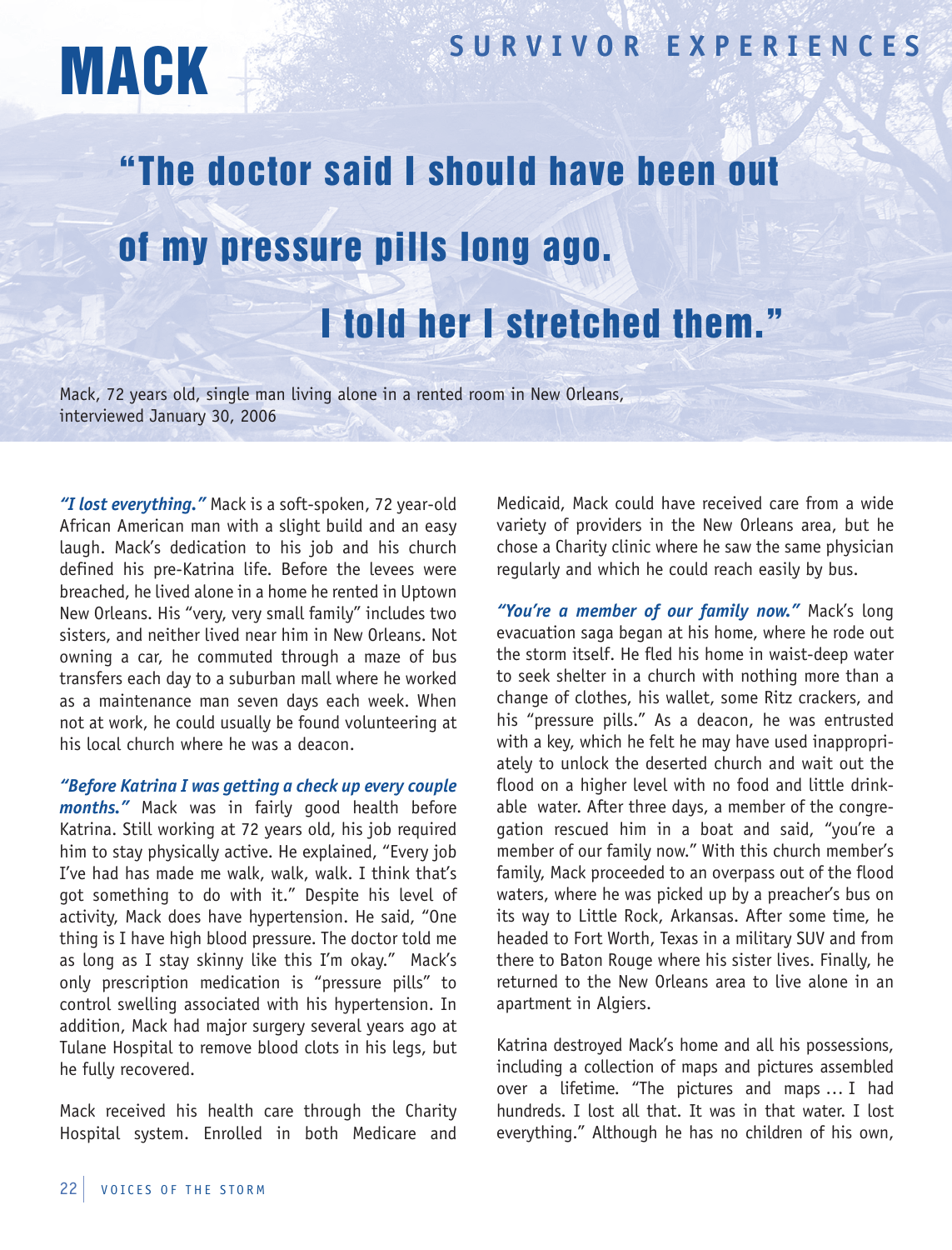# MACK

## SURVIVOR EXPERIENCES

## "The doctor said I should have been out of my pressure pills long ago. I told her I stretched them."

Mack, 72 years old, single man living alone in a rented room in New Orleans, interviewed January 30, 2006

***"I lost everything."*** Mack is a soft-spoken, 72 year-old African American man with a slight build and an easy laugh. Mack's dedication to his job and his church defined his pre-Katrina life. Before the levees were breached, he lived alone in a home he rented in Uptown New Orleans. His "very, very small family" includes two sisters, and neither lived near him in New Orleans. Not owning a car, he commuted through a maze of bus transfers each day to a suburban mall where he worked as a maintenance man seven days each week. When not at work, he could usually be found volunteering at his local church where he was a deacon.

***"Before Katrina I was getting a check up every couple months."*** Mack was in fairly good health before Katrina. Still working at 72 years old, his job required him to stay physically active. He explained, "Every job I've had has made me walk, walk, walk. I think that's got something to do with it." Despite his level of activity, Mack does have hypertension. He said, "One thing is I have high blood pressure. The doctor told me as long as I stay skinny like this I'm okay." Mack's only prescription medication is "pressure pills" to control swelling associated with his hypertension. In addition, Mack had major surgery several years ago at Tulane Hospital to remove blood clots in his legs, but he fully recovered.

Mack received his health care through the Charity Hospital system. Enrolled in both Medicare and Medicaid, Mack could have received care from a wide variety of providers in the New Orleans area, but he chose a Charity clinic where he saw the same physician regularly and which he could reach easily by bus.

***"You're a member of our family now."*** Mack's long evacuation saga began at his home, where he rode out the storm itself. He fled his home in waist-deep water to seek shelter in a church with nothing more than a change of clothes, his wallet, some Ritz crackers, and his "pressure pills." As a deacon, he was entrusted with a key, which he felt he may have used inappropriately to unlock the deserted church and wait out the flood on a higher level with no food and little drinkable water. After three days, a member of the congregation rescued him in a boat and said, "you're a member of our family now." With this church member's family, Mack proceeded to an overpass out of the flood waters, where he was picked up by a preacher's bus on its way to Little Rock, Arkansas. After some time, he headed to Fort Worth, Texas in a military SUV and from there to Baton Rouge where his sister lives. Finally, he returned to the New Orleans area to live alone in an apartment in Algiers.

Katrina destroyed Mack's home and all his possessions, including a collection of maps and pictures assembled over a lifetime. "The pictures and maps … I had hundreds. I lost all that. It was in that water. I lost everything." Although he has no children of his own,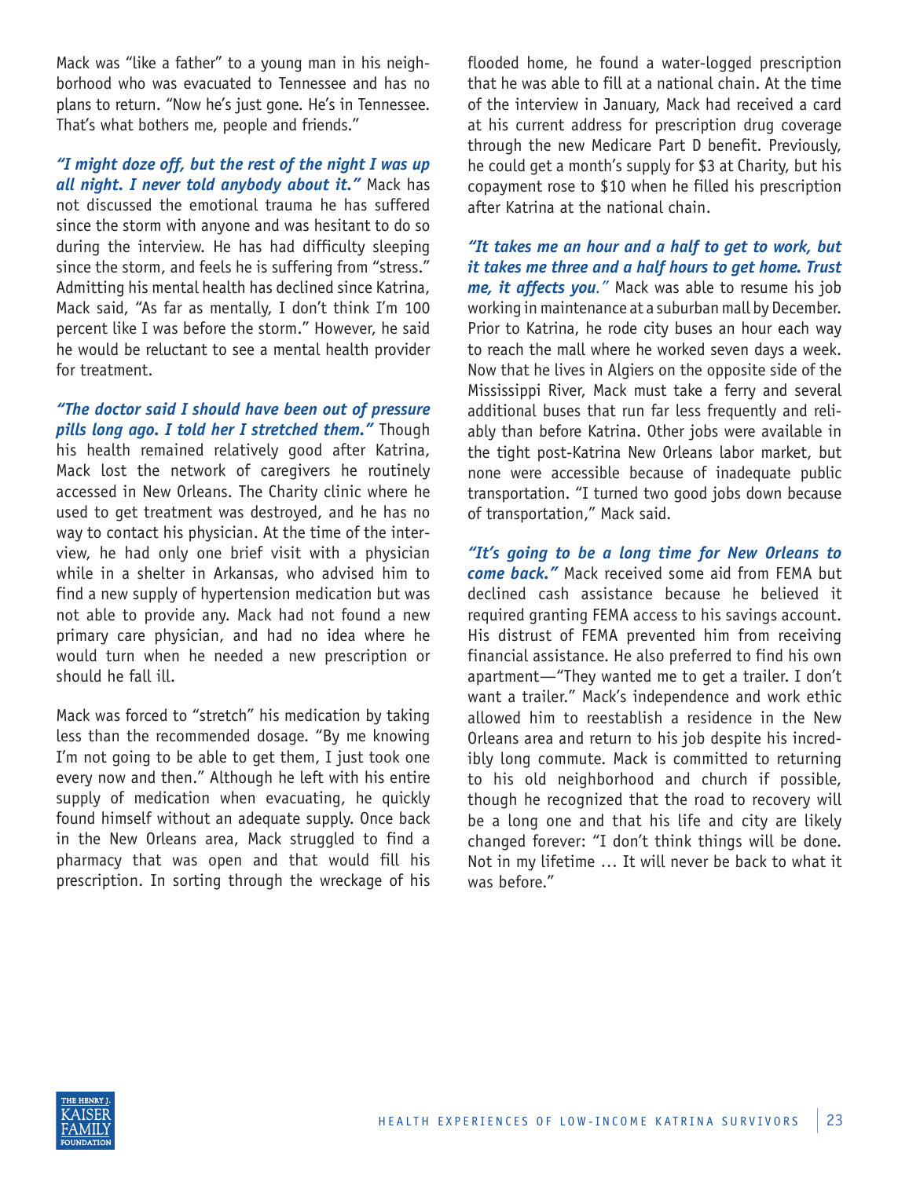Mack was "like a father" to a young man in his neighborhood who was evacuated to Tennessee and has no plans to return. "Now he's just gone. He's in Tennessee. That's what bothers me, people and friends."

***"I might doze off, but the rest of the night I was up all night. I never told anybody about it."*** Mack has not discussed the emotional trauma he has suffered since the storm with anyone and was hesitant to do so during the interview. He has had difficulty sleeping since the storm, and feels he is suffering from "stress." Admitting his mental health has declined since Katrina, Mack said, "As far as mentally, I don't think I'm 100 percent like I was before the storm." However, he said he would be reluctant to see a mental health provider for treatment.

***"The doctor said I should have been out of pressure pills long ago. I told her I stretched them."*** Though his health remained relatively good after Katrina, Mack lost the network of caregivers he routinely accessed in New Orleans. The Charity clinic where he used to get treatment was destroyed, and he has no way to contact his physician. At the time of the interview, he had only one brief visit with a physician while in a shelter in Arkansas, who advised him to find a new supply of hypertension medication but was not able to provide any. Mack had not found a new primary care physician, and had no idea where he would turn when he needed a new prescription or should he fall ill.

Mack was forced to "stretch" his medication by taking less than the recommended dosage. "By me knowing I'm not going to be able to get them, I just took one every now and then." Although he left with his entire supply of medication when evacuating, he quickly found himself without an adequate supply. Once back in the New Orleans area, Mack struggled to find a pharmacy that was open and that would fill his prescription. In sorting through the wreckage of his flooded home, he found a water-logged prescription that he was able to fill at a national chain. At the time of the interview in January, Mack had received a card at his current address for prescription drug coverage through the new Medicare Part D benefit. Previously, he could get a month's supply for $3 at Charity, but his copayment rose to $10 when he filled his prescription after Katrina at the national chain.

***"It takes me an hour and a half to get to work, but it takes me three and a half hours to get home. Trust me, it affects you."*** Mack was able to resume his job working in maintenance at a suburban mall by December. Prior to Katrina, he rode city buses an hour each way to reach the mall where he worked seven days a week. Now that he lives in Algiers on the opposite side of the Mississippi River, Mack must take a ferry and several additional buses that run far less frequently and reliably than before Katrina. Other jobs were available in the tight post-Katrina New Orleans labor market, but none were accessible because of inadequate public transportation. "I turned two good jobs down because of transportation," Mack said.

***"It's going to be a long time for New Orleans to come back."*** Mack received some aid from FEMA but declined cash assistance because he believed it required granting FEMA access to his savings account. His distrust of FEMA prevented him from receiving financial assistance. He also preferred to find his own apartment—"They wanted me to get a trailer. I don't want a trailer." Mack's independence and work ethic allowed him to reestablish a residence in the New Orleans area and return to his job despite his incredibly long commute. Mack is committed to returning to his old neighborhood and church if possible, though he recognized that the road to recovery will be a long one and that his life and city are likely changed forever: "I don't think things will be done. Not in my lifetime … It will never be back to what it was before."